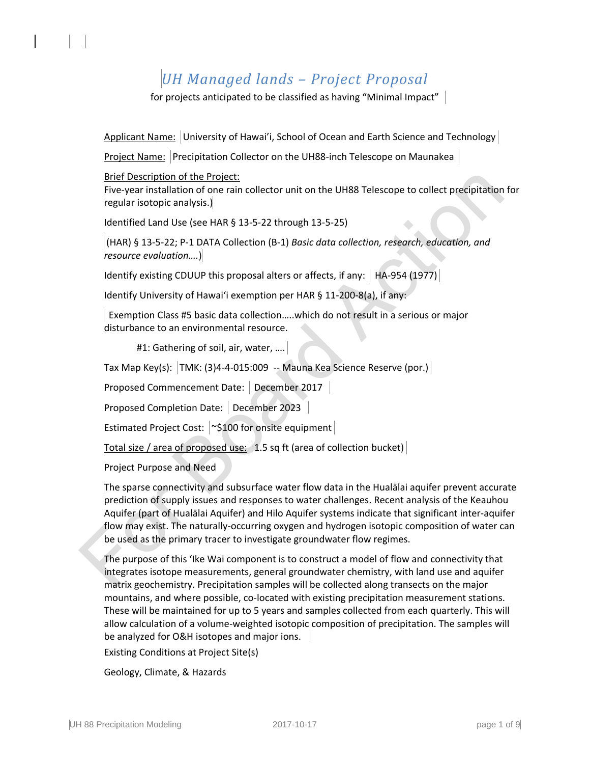# *UH Managed lands – Project Proposal*

for projects anticipated to be classified as having "Minimal Impact"

Applicant Name: University of Hawai'i, School of Ocean and Earth Science and Technology

Project Name: Precipitation Collector on the UH88-inch Telescope on Maunakea

Brief Description of the Project:
Five-year installation of one rain collector unit on the UH88 Telescope to collect precipitation for regular isotopic analysis.)

Identified Land Use (see HAR § 13-5-22 through 13-5-25)

(HAR) § 13-5-22; P-1 DATA Collection (B-1) *Basic data collection, research, education, and resource evaluation….*)

Identify existing CDUUP this proposal alters or affects, if any: HA-954 (1977)

Identify University of Hawai'i exemption per HAR § 11-200-8(a), if any:

Exemption Class #5 basic data collection…..which do not result in a serious or major disturbance to an environmental resource.

#1: Gathering of soil, air, water, ….

Tax Map Key(s): TMK: (3)4-4-015:009 -- Mauna Kea Science Reserve (por.)

Proposed Commencement Date: December 2017

Proposed Completion Date: December 2023

Estimated Project Cost: ~$100 for onsite equipment

Total size / area of proposed use: 1.5 sq ft (area of collection bucket)

Project Purpose and Need

The sparse connectivity and subsurface water flow data in the Hualālai aquifer prevent accurate prediction of supply issues and responses to water challenges. Recent analysis of the Keauhou Aquifer (part of Hualālai Aquifer) and Hilo Aquifer systems indicate that significant inter-aquifer flow may exist. The naturally-occurring oxygen and hydrogen isotopic composition of water can be used as the primary tracer to investigate groundwater flow regimes.

The purpose of this 'Ike Wai component is to construct a model of flow and connectivity that integrates isotope measurements, general groundwater chemistry, with land use and aquifer matrix geochemistry. Precipitation samples will be collected along transects on the major mountains, and where possible, co-located with existing precipitation measurement stations. These will be maintained for up to 5 years and samples collected from each quarterly. This will allow calculation of a volume-weighted isotopic composition of precipitation. The samples will be analyzed for O&H isotopes and major ions.

Existing Conditions at Project Site(s)

Geology, Climate, & Hazards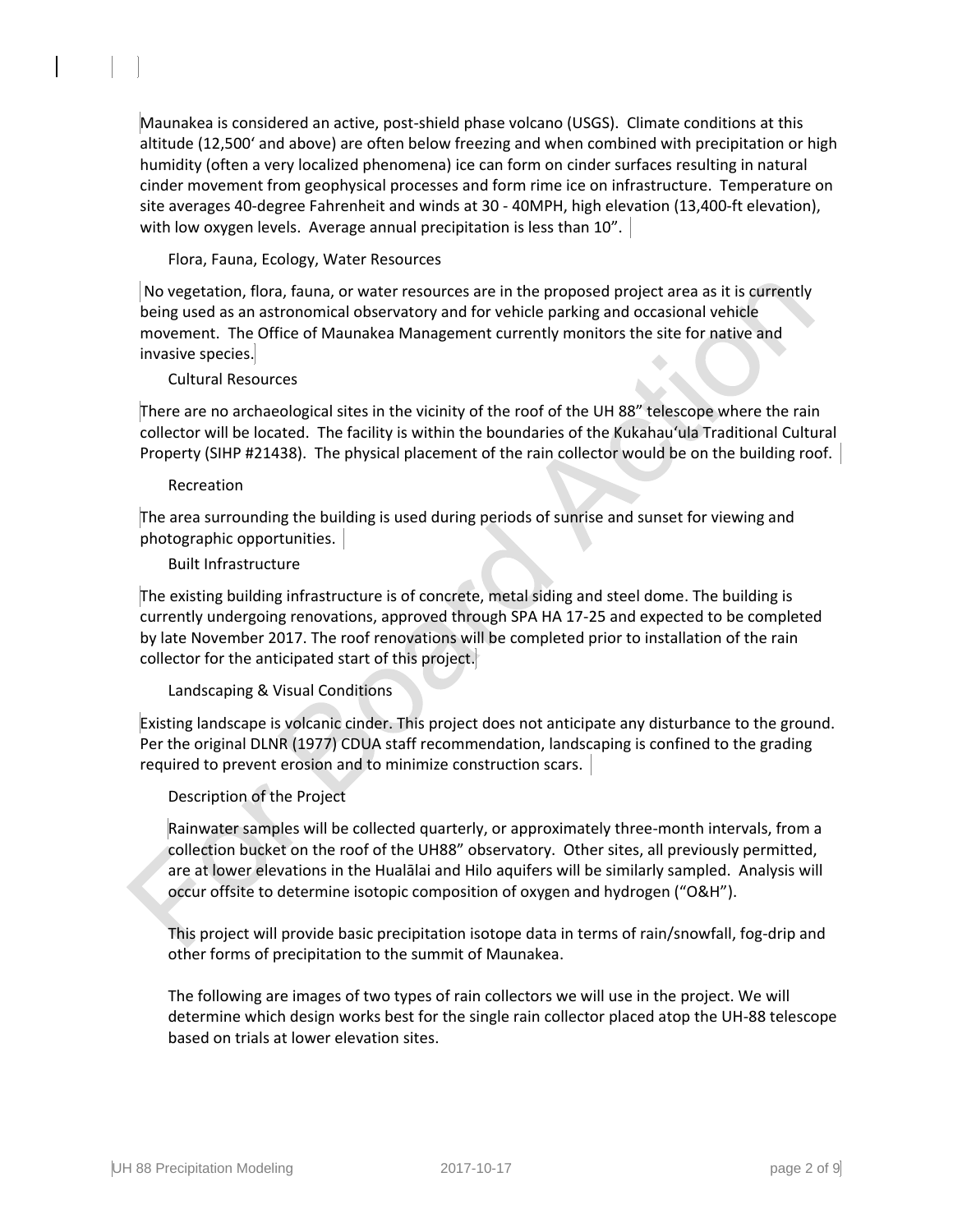Maunakea is considered an active, post-shield phase volcano (USGS). Climate conditions at this altitude (12,500′ and above) are often below freezing and when combined with precipitation or high humidity (often a very localized phenomena) ice can form on cinder surfaces resulting in natural cinder movement from geophysical processes and form rime ice on infrastructure. Temperature on site averages 40-degree Fahrenheit and winds at 30 - 40MPH, high elevation (13,400-ft elevation), with low oxygen levels. Average annual precipitation is less than 10".

### Flora, Fauna, Ecology, Water Resources

No vegetation, flora, fauna, or water resources are in the proposed project area as it is currently being used as an astronomical observatory and for vehicle parking and occasional vehicle movement. The Office of Maunakea Management currently monitors the site for native and invasive species.

### Cultural Resources

There are no archaeological sites in the vicinity of the roof of the UH 88" telescope where the rain collector will be located. The facility is within the boundaries of the Kukahauʻula Traditional Cultural Property (SIHP #21438). The physical placement of the rain collector would be on the building roof.

### Recreation

The area surrounding the building is used during periods of sunrise and sunset for viewing and photographic opportunities.

### Built Infrastructure

The existing building infrastructure is of concrete, metal siding and steel dome. The building is currently undergoing renovations, approved through SPA HA 17-25 and expected to be completed by late November 2017. The roof renovations will be completed prior to installation of the rain collector for the anticipated start of this project.

### Landscaping & Visual Conditions

Existing landscape is volcanic cinder. This project does not anticipate any disturbance to the ground. Per the original DLNR (1977) CDUA staff recommendation, landscaping is confined to the grading required to prevent erosion and to minimize construction scars.

### Description of the Project

Rainwater samples will be collected quarterly, or approximately three-month intervals, from a collection bucket on the roof of the UH88" observatory. Other sites, all previously permitted, are at lower elevations in the Hualālai and Hilo aquifers will be similarly sampled. Analysis will occur offsite to determine isotopic composition of oxygen and hydrogen ("O&H").

This project will provide basic precipitation isotope data in terms of rain/snowfall, fog-drip and other forms of precipitation to the summit of Maunakea.

The following are images of two types of rain collectors we will use in the project. We will determine which design works best for the single rain collector placed atop the UH-88 telescope based on trials at lower elevation sites.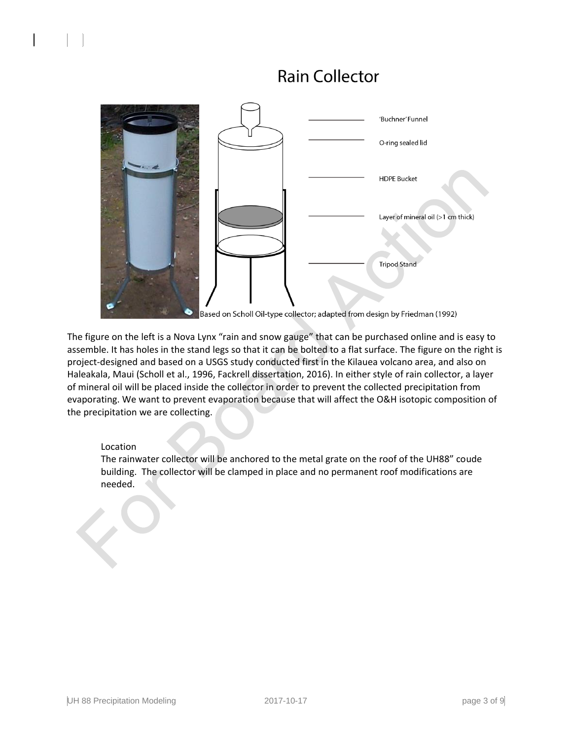# Rain Collector

'Buchner' Funnel

O-ring sealed lid

HDPE Bucket

Layer of mineral oil (>1 cm thick)

Tripod Stand

Based on Scholl Oil-type collector; adapted from design by Friedman (1992)

The figure on the left is a Nova Lynx "rain and snow gauge" that can be purchased online and is easy to assemble. It has holes in the stand legs so that it can be bolted to a flat surface. The figure on the right is project-designed and based on a USGS study conducted first in the Kilauea volcano area, and also on Haleakala, Maui (Scholl et al., 1996, Fackrell dissertation, 2016). In either style of rain collector, a layer of mineral oil will be placed inside the collector in order to prevent the collected precipitation from evaporating. We want to prevent evaporation because that will affect the O&H isotopic composition of the precipitation we are collecting.

Location

The rainwater collector will be anchored to the metal grate on the roof of the UH88" coude building. The collector will be clamped in place and no permanent roof modifications are needed.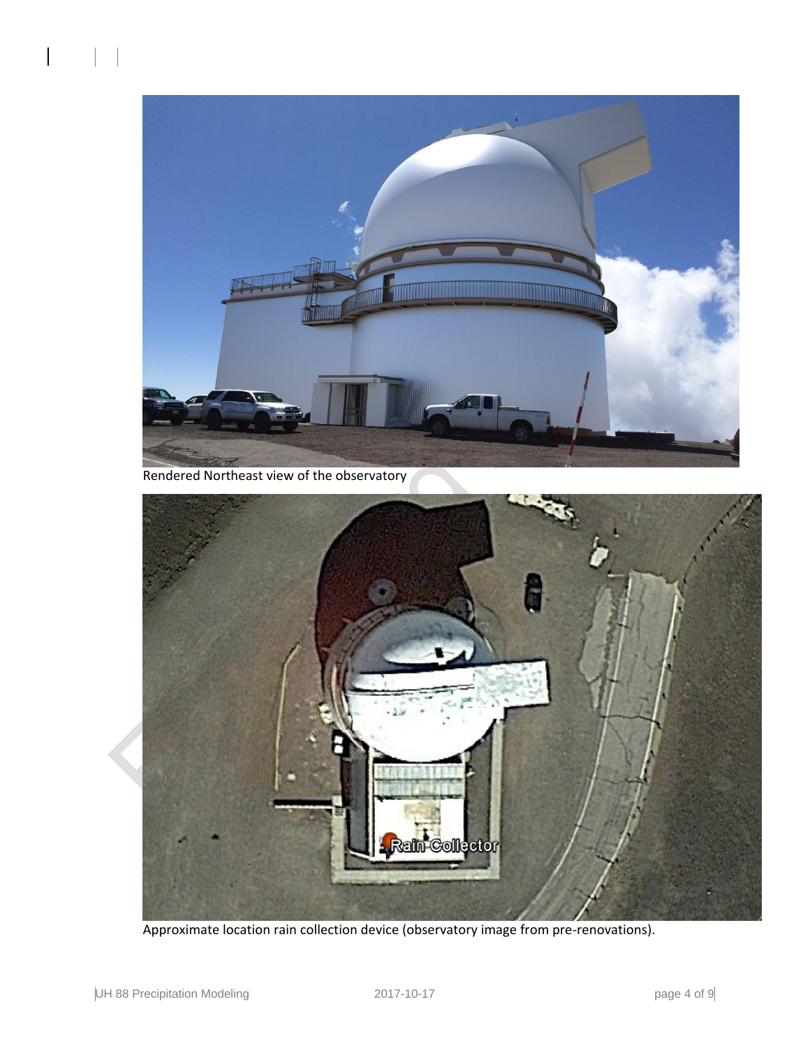Rendered Northeast view of the observatory

Approximate location rain collection device (observatory image from pre-renovations).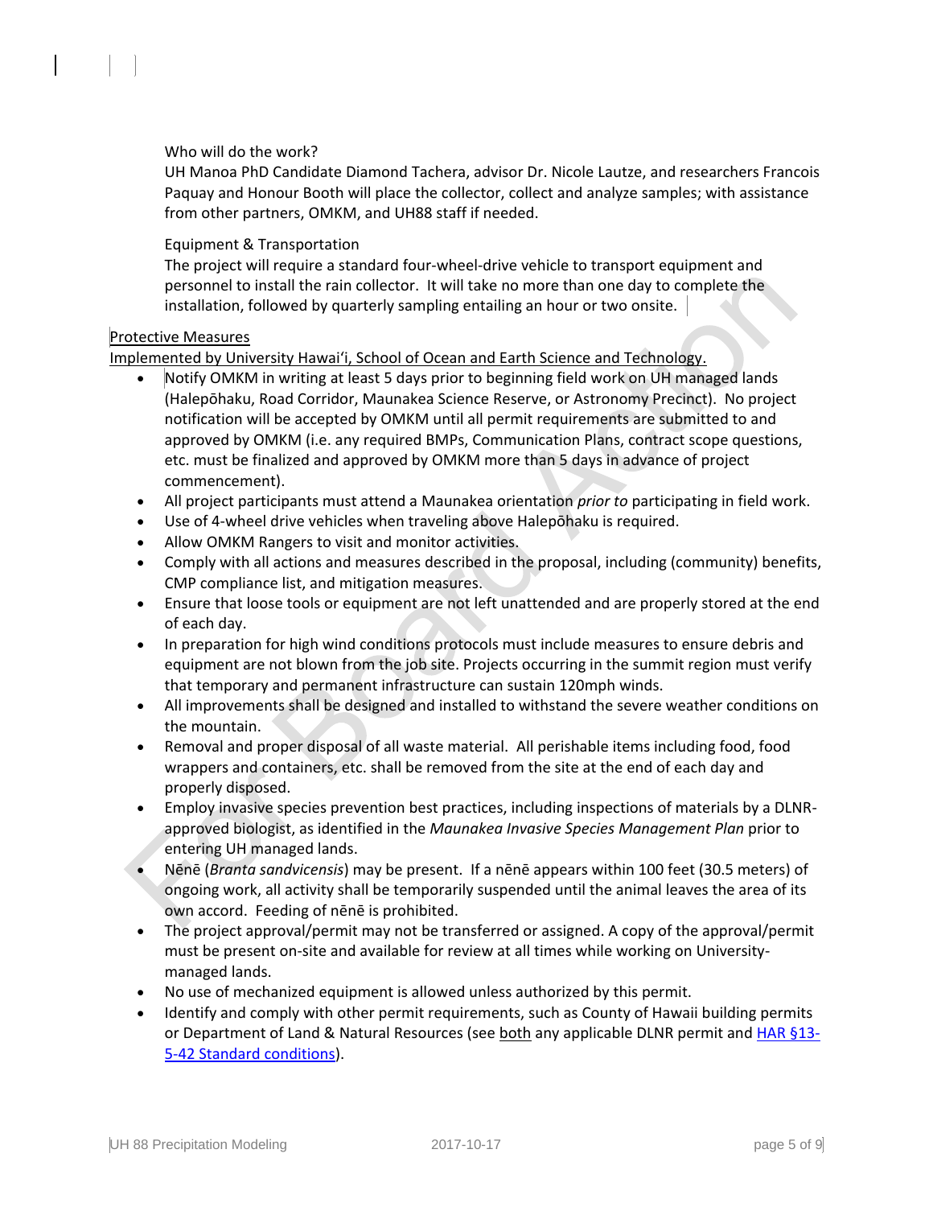Who will do the work?

UH Manoa PhD Candidate Diamond Tachera, advisor Dr. Nicole Lautze, and researchers Francois Paquay and Honour Booth will place the collector, collect and analyze samples; with assistance from other partners, OMKM, and UH88 staff if needed.

Equipment & Transportation

The project will require a standard four-wheel-drive vehicle to transport equipment and personnel to install the rain collector. It will take no more than one day to complete the installation, followed by quarterly sampling entailing an hour or two onsite.

<u>Protective Measures</u>

<u>Implemented by University Hawaiʻi, School of Ocean and Earth Science and Technology.</u>

- Notify OMKM in writing at least 5 days prior to beginning field work on UH managed lands (Halepōhaku, Road Corridor, Maunakea Science Reserve, or Astronomy Precinct). No project notification will be accepted by OMKM until all permit requirements are submitted to and approved by OMKM (i.e. any required BMPs, Communication Plans, contract scope questions, etc. must be finalized and approved by OMKM more than 5 days in advance of project commencement).
- All project participants must attend a Maunakea orientation *prior to* participating in field work.
- Use of 4-wheel drive vehicles when traveling above Halepōhaku is required.
- Allow OMKM Rangers to visit and monitor activities.
- Comply with all actions and measures described in the proposal, including (community) benefits, CMP compliance list, and mitigation measures.
- Ensure that loose tools or equipment are not left unattended and are properly stored at the end of each day.
- In preparation for high wind conditions protocols must include measures to ensure debris and equipment are not blown from the job site. Projects occurring in the summit region must verify that temporary and permanent infrastructure can sustain 120mph winds.
- All improvements shall be designed and installed to withstand the severe weather conditions on the mountain.
- Removal and proper disposal of all waste material. All perishable items including food, food wrappers and containers, etc. shall be removed from the site at the end of each day and properly disposed.
- Employ invasive species prevention best practices, including inspections of materials by a DLNR-approved biologist, as identified in the *Maunakea Invasive Species Management Plan* prior to entering UH managed lands.
- Nēnē (*Branta sandvicensis*) may be present. If a nēnē appears within 100 feet (30.5 meters) of ongoing work, all activity shall be temporarily suspended until the animal leaves the area of its own accord. Feeding of nēnē is prohibited.
- The project approval/permit may not be transferred or assigned. A copy of the approval/permit must be present on-site and available for review at all times while working on University-managed lands.
- No use of mechanized equipment is allowed unless authorized by this permit.
- Identify and comply with other permit requirements, such as County of Hawaii building permits or Department of Land & Natural Resources (see <u>both</u> any applicable DLNR permit and HAR §13-5-42 Standard conditions).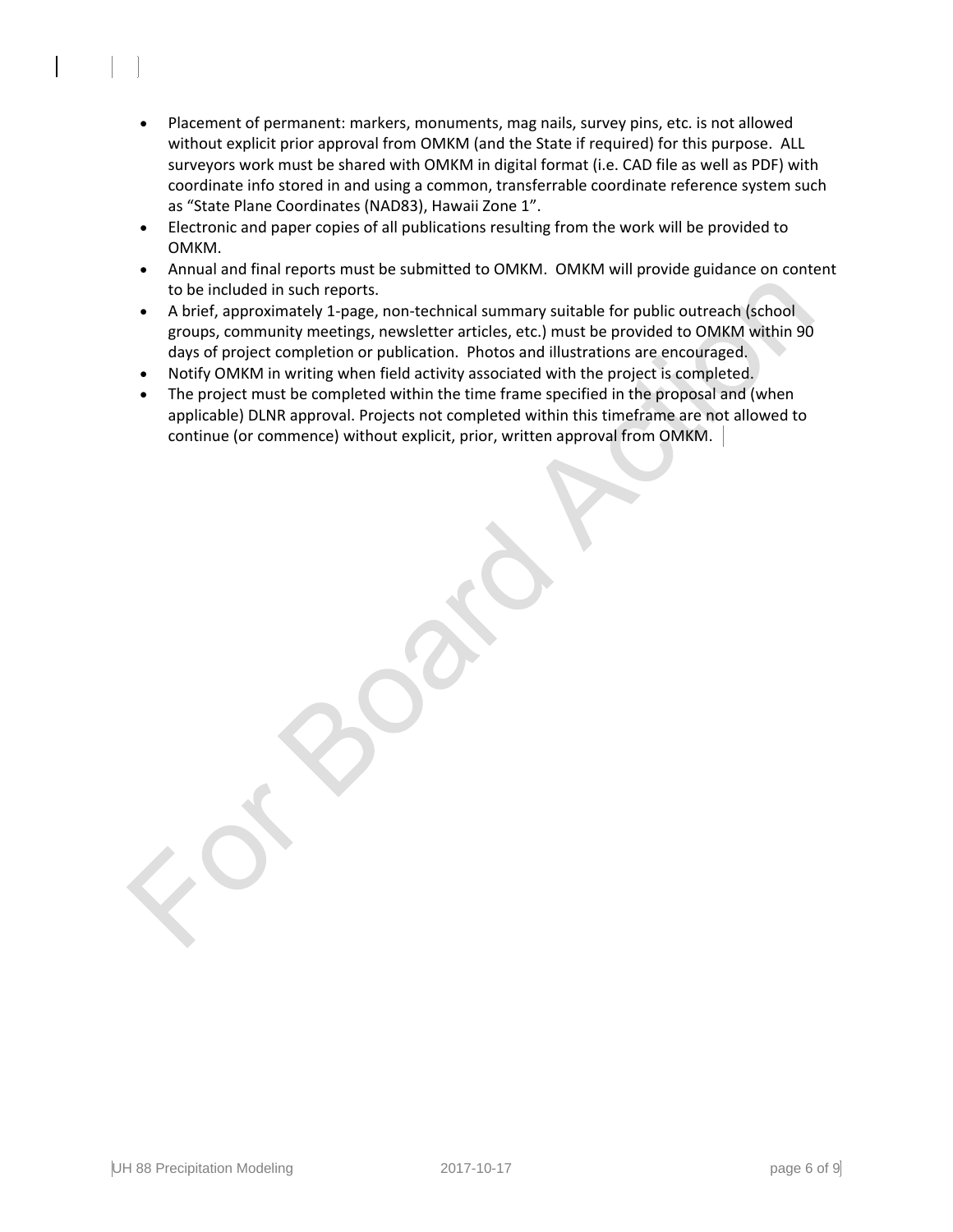- Placement of permanent: markers, monuments, mag nails, survey pins, etc. is not allowed without explicit prior approval from OMKM (and the State if required) for this purpose. ALL surveyors work must be shared with OMKM in digital format (i.e. CAD file as well as PDF) with coordinate info stored in and using a common, transferrable coordinate reference system such as "State Plane Coordinates (NAD83), Hawaii Zone 1".
- Electronic and paper copies of all publications resulting from the work will be provided to OMKM.
- Annual and final reports must be submitted to OMKM. OMKM will provide guidance on content to be included in such reports.
- A brief, approximately 1-page, non-technical summary suitable for public outreach (school groups, community meetings, newsletter articles, etc.) must be provided to OMKM within 90 days of project completion or publication. Photos and illustrations are encouraged.
- Notify OMKM in writing when field activity associated with the project is completed.
- The project must be completed within the time frame specified in the proposal and (when applicable) DLNR approval. Projects not completed within this timeframe are not allowed to continue (or commence) without explicit, prior, written approval from OMKM.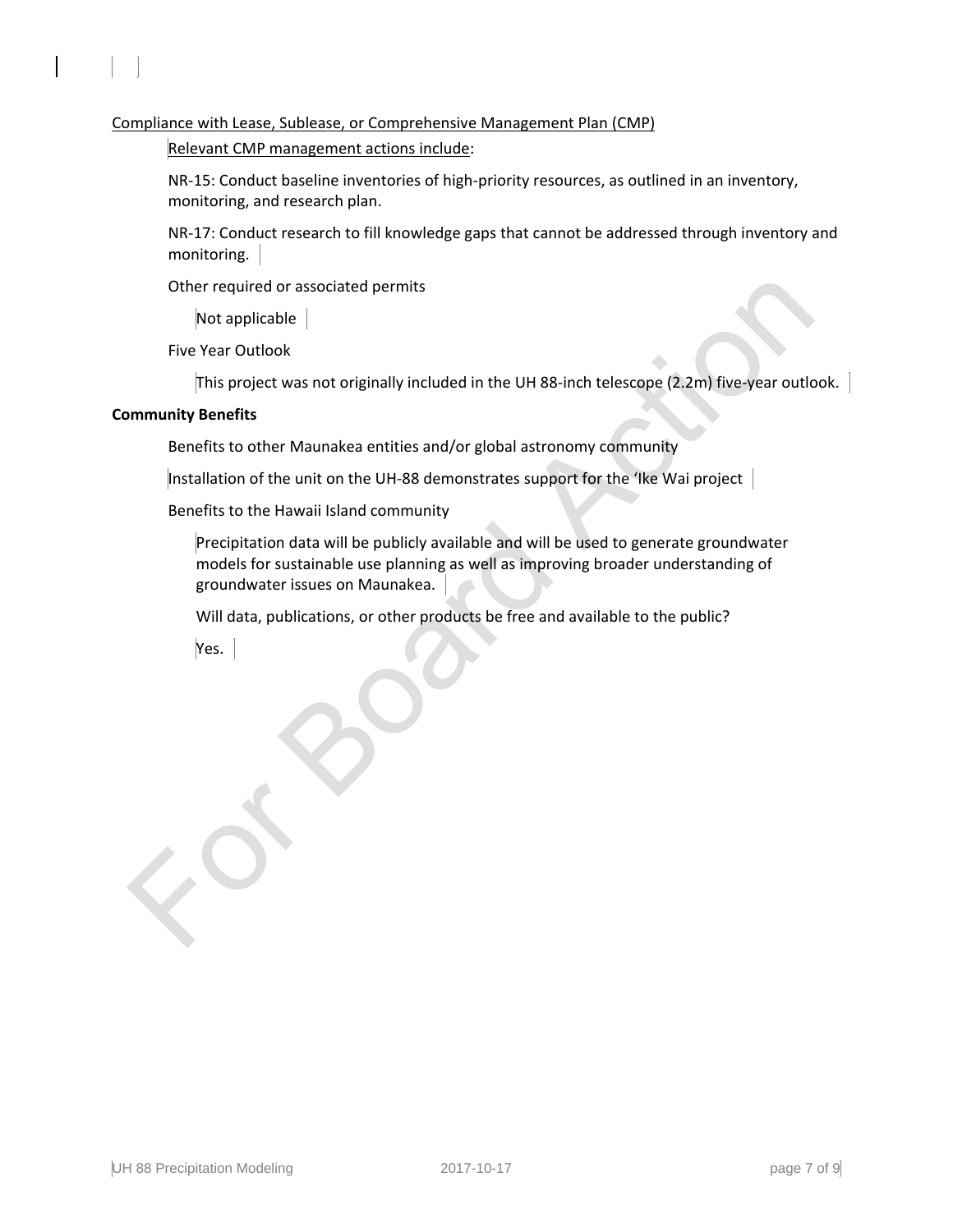Compliance with Lease, Sublease, or Comprehensive Management Plan (CMP)

Relevant CMP management actions include:

NR-15: Conduct baseline inventories of high-priority resources, as outlined in an inventory, monitoring, and research plan.

NR-17: Conduct research to fill knowledge gaps that cannot be addressed through inventory and monitoring.

Other required or associated permits

Not applicable

Five Year Outlook

This project was not originally included in the UH 88-inch telescope (2.2m) five-year outlook.

**Community Benefits**

Benefits to other Maunakea entities and/or global astronomy community

Installation of the unit on the UH-88 demonstrates support for the ʻIke Wai project

Benefits to the Hawaii Island community

Precipitation data will be publicly available and will be used to generate groundwater models for sustainable use planning as well as improving broader understanding of groundwater issues on Maunakea.

Will data, publications, or other products be free and available to the public?

Yes.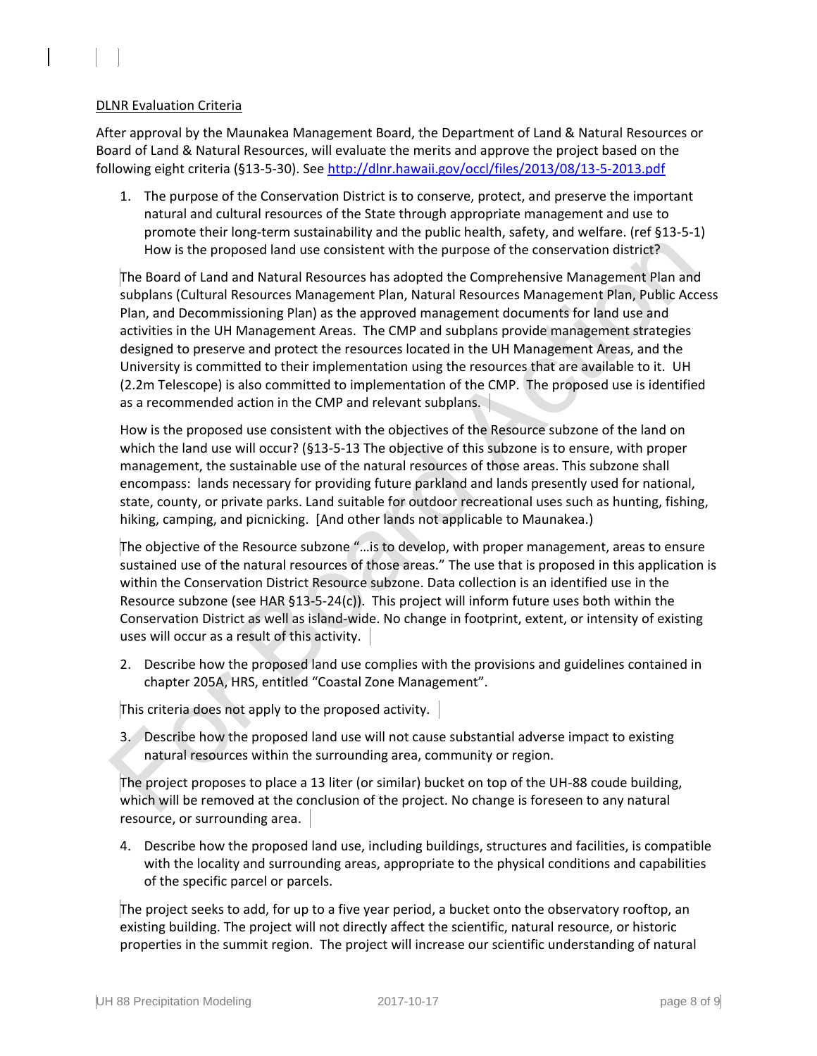DLNR Evaluation Criteria

After approval by the Maunakea Management Board, the Department of Land & Natural Resources or Board of Land & Natural Resources, will evaluate the merits and approve the project based on the following eight criteria (§13-5-30). See http://dlnr.hawaii.gov/occl/files/2013/08/13-5-2013.pdf

1. The purpose of the Conservation District is to conserve, protect, and preserve the important natural and cultural resources of the State through appropriate management and use to promote their long-term sustainability and the public health, safety, and welfare. (ref §13-5-1) How is the proposed land use consistent with the purpose of the conservation district?

The Board of Land and Natural Resources has adopted the Comprehensive Management Plan and subplans (Cultural Resources Management Plan, Natural Resources Management Plan, Public Access Plan, and Decommissioning Plan) as the approved management documents for land use and activities in the UH Management Areas. The CMP and subplans provide management strategies designed to preserve and protect the resources located in the UH Management Areas, and the University is committed to their implementation using the resources that are available to it. UH (2.2m Telescope) is also committed to implementation of the CMP. The proposed use is identified as a recommended action in the CMP and relevant subplans.

How is the proposed use consistent with the objectives of the Resource subzone of the land on which the land use will occur? (§13-5-13 The objective of this subzone is to ensure, with proper management, the sustainable use of the natural resources of those areas. This subzone shall encompass: lands necessary for providing future parkland and lands presently used for national, state, county, or private parks. Land suitable for outdoor recreational uses such as hunting, fishing, hiking, camping, and picnicking. [And other lands not applicable to Maunakea.)

The objective of the Resource subzone "…is to develop, with proper management, areas to ensure sustained use of the natural resources of those areas." The use that is proposed in this application is within the Conservation District Resource subzone. Data collection is an identified use in the Resource subzone (see HAR §13-5-24(c)). This project will inform future uses both within the Conservation District as well as island-wide. No change in footprint, extent, or intensity of existing uses will occur as a result of this activity.

2. Describe how the proposed land use complies with the provisions and guidelines contained in chapter 205A, HRS, entitled "Coastal Zone Management".

This criteria does not apply to the proposed activity.

3. Describe how the proposed land use will not cause substantial adverse impact to existing natural resources within the surrounding area, community or region.

The project proposes to place a 13 liter (or similar) bucket on top of the UH-88 coude building, which will be removed at the conclusion of the project. No change is foreseen to any natural resource, or surrounding area.

4. Describe how the proposed land use, including buildings, structures and facilities, is compatible with the locality and surrounding areas, appropriate to the physical conditions and capabilities of the specific parcel or parcels.

The project seeks to add, for up to a five year period, a bucket onto the observatory rooftop, an existing building. The project will not directly affect the scientific, natural resource, or historic properties in the summit region. The project will increase our scientific understanding of natural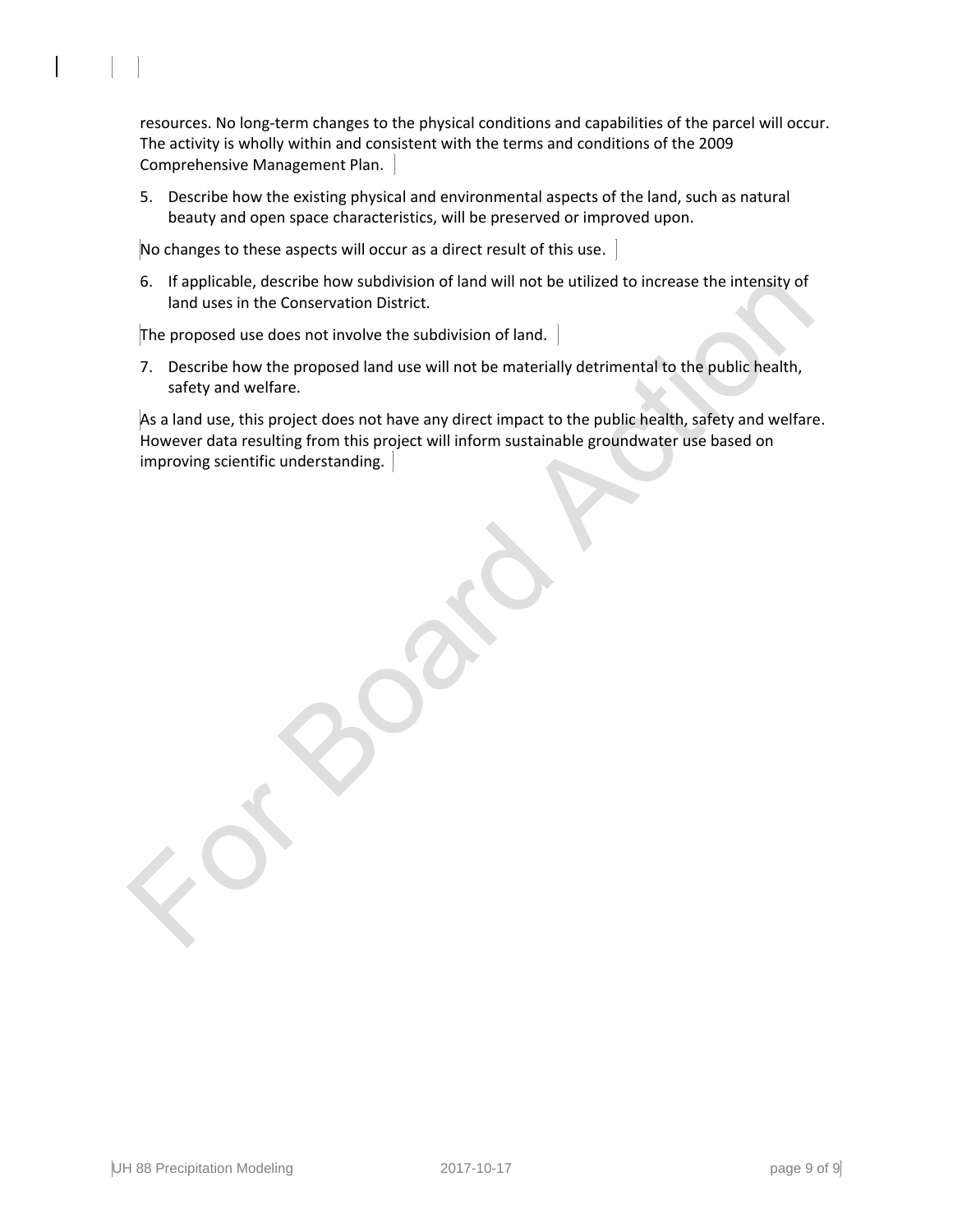resources. No long-term changes to the physical conditions and capabilities of the parcel will occur. The activity is wholly within and consistent with the terms and conditions of the 2009 Comprehensive Management Plan.

5. Describe how the existing physical and environmental aspects of the land, such as natural beauty and open space characteristics, will be preserved or improved upon.

No changes to these aspects will occur as a direct result of this use.

6. If applicable, describe how subdivision of land will not be utilized to increase the intensity of land uses in the Conservation District.

The proposed use does not involve the subdivision of land.

7. Describe how the proposed land use will not be materially detrimental to the public health, safety and welfare.

As a land use, this project does not have any direct impact to the public health, safety and welfare. However data resulting from this project will inform sustainable groundwater use based on improving scientific understanding.